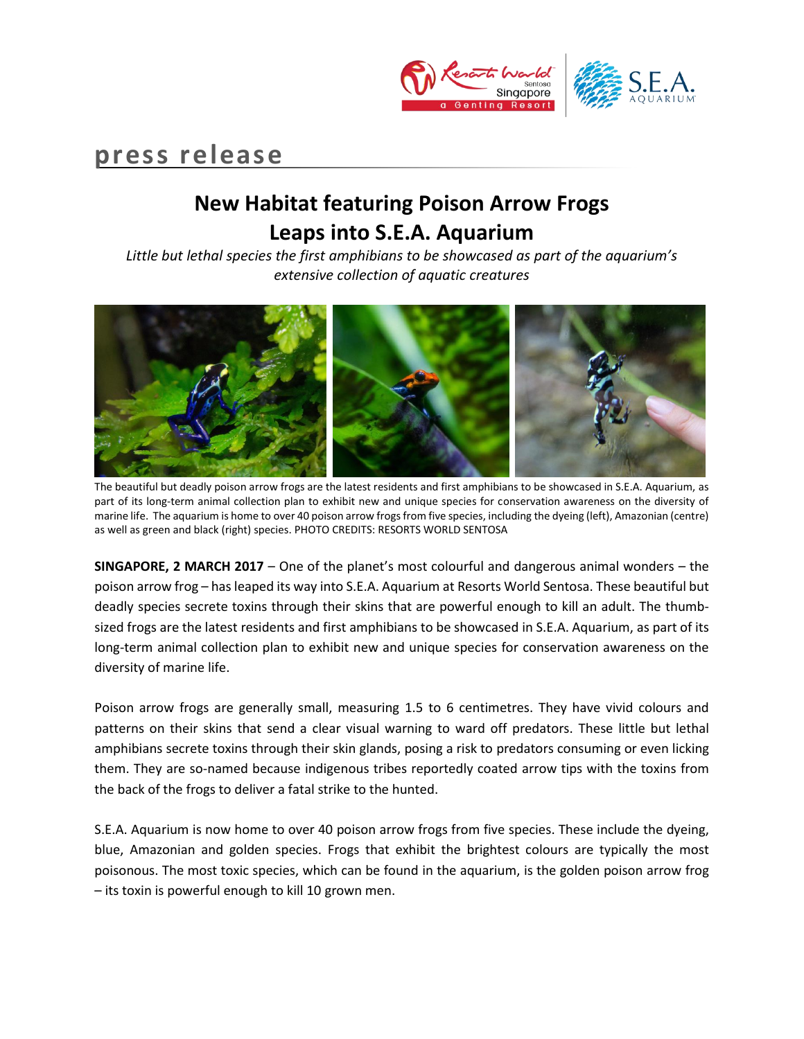press release

# New Habitat featuring Poison Arrow Frogs Leaps into S.E.A. Aquarium

*Little but lethal species the first amphibians to be showcased as part of the aquarium's extensive collection of aquatic creatures*

The beautiful but deadly poison arrow frogs are the latest residents and first amphibians to be showcased in S.E.A. Aquarium, as part of its long-term animal collection plan to exhibit new and unique species for conservation awareness on the diversity of marine life. The aquarium is home to over 40 poison arrow frogs from five species, including the dyeing (left), Amazonian (centre) as well as green and black (right) species. PHOTO CREDITS: RESORTS WORLD SENTOSA

**SINGAPORE, 2 MARCH 2017** – One of the planet's most colourful and dangerous animal wonders – the poison arrow frog – has leaped its way into S.E.A. Aquarium at Resorts World Sentosa. These beautiful but deadly species secrete toxins through their skins that are powerful enough to kill an adult. The thumb-sized frogs are the latest residents and first amphibians to be showcased in S.E.A. Aquarium, as part of its long-term animal collection plan to exhibit new and unique species for conservation awareness on the diversity of marine life.

Poison arrow frogs are generally small, measuring 1.5 to 6 centimetres. They have vivid colours and patterns on their skins that send a clear visual warning to ward off predators. These little but lethal amphibians secrete toxins through their skin glands, posing a risk to predators consuming or even licking them. They are so-named because indigenous tribes reportedly coated arrow tips with the toxins from the back of the frogs to deliver a fatal strike to the hunted.

S.E.A. Aquarium is now home to over 40 poison arrow frogs from five species. These include the dyeing, blue, Amazonian and golden species. Frogs that exhibit the brightest colours are typically the most poisonous. The most toxic species, which can be found in the aquarium, is the golden poison arrow frog – its toxin is powerful enough to kill 10 grown men.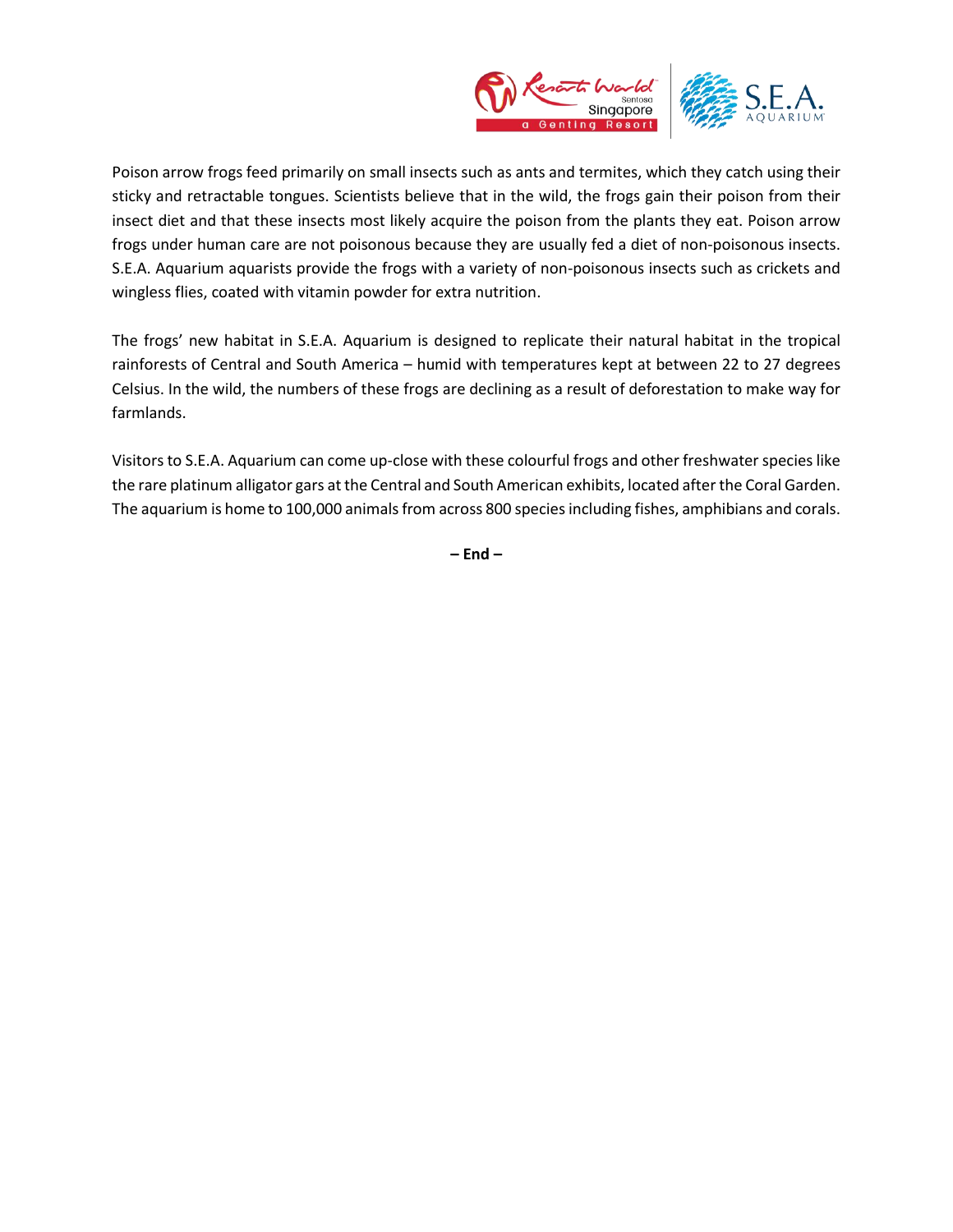Poison arrow frogs feed primarily on small insects such as ants and termites, which they catch using their sticky and retractable tongues. Scientists believe that in the wild, the frogs gain their poison from their insect diet and that these insects most likely acquire the poison from the plants they eat. Poison arrow frogs under human care are not poisonous because they are usually fed a diet of non-poisonous insects. S.E.A. Aquarium aquarists provide the frogs with a variety of non-poisonous insects such as crickets and wingless flies, coated with vitamin powder for extra nutrition.

The frogs' new habitat in S.E.A. Aquarium is designed to replicate their natural habitat in the tropical rainforests of Central and South America – humid with temperatures kept at between 22 to 27 degrees Celsius. In the wild, the numbers of these frogs are declining as a result of deforestation to make way for farmlands.

Visitors to S.E.A. Aquarium can come up-close with these colourful frogs and other freshwater species like the rare platinum alligator gars at the Central and South American exhibits, located after the Coral Garden. The aquarium is home to 100,000 animals from across 800 species including fishes, amphibians and corals.

**– End –**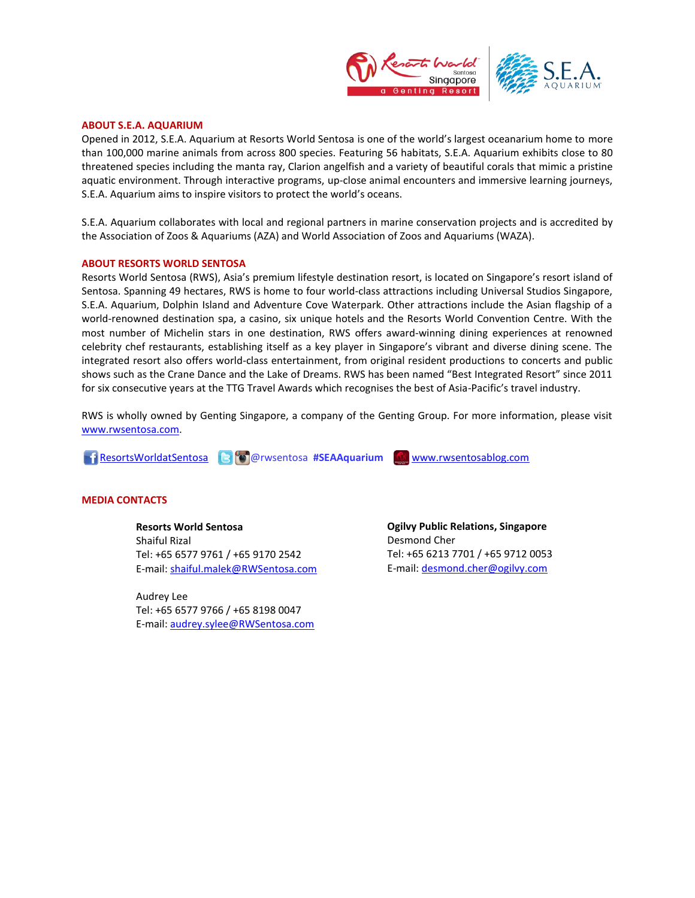## ABOUT S.E.A. AQUARIUM

Opened in 2012, S.E.A. Aquarium at Resorts World Sentosa is one of the world's largest oceanarium home to more than 100,000 marine animals from across 800 species. Featuring 56 habitats, S.E.A. Aquarium exhibits close to 80 threatened species including the manta ray, Clarion angelfish and a variety of beautiful corals that mimic a pristine aquatic environment. Through interactive programs, up-close animal encounters and immersive learning journeys, S.E.A. Aquarium aims to inspire visitors to protect the world's oceans.

S.E.A. Aquarium collaborates with local and regional partners in marine conservation projects and is accredited by the Association of Zoos & Aquariums (AZA) and World Association of Zoos and Aquariums (WAZA).

## ABOUT RESORTS WORLD SENTOSA

Resorts World Sentosa (RWS), Asia's premium lifestyle destination resort, is located on Singapore's resort island of Sentosa. Spanning 49 hectares, RWS is home to four world-class attractions including Universal Studios Singapore, S.E.A. Aquarium, Dolphin Island and Adventure Cove Waterpark. Other attractions include the Asian flagship of a world-renowned destination spa, a casino, six unique hotels and the Resorts World Convention Centre. With the most number of Michelin stars in one destination, RWS offers award-winning dining experiences at renowned celebrity chef restaurants, establishing itself as a key player in Singapore's vibrant and diverse dining scene. The integrated resort also offers world-class entertainment, from original resident productions to concerts and public shows such as the Crane Dance and the Lake of Dreams. RWS has been named "Best Integrated Resort" since 2011 for six consecutive years at the TTG Travel Awards which recognises the best of Asia-Pacific's travel industry.

RWS is wholly owned by Genting Singapore, a company of the Genting Group. For more information, please visit www.rwsentosa.com.

ResortsWorldatSentosa @rwsentosa **#SEAAquarium** www.rwsentosablog.com

## MEDIA CONTACTS

**Resorts World Sentosa**
Shaiful Rizal
Tel: +65 6577 9761 / +65 9170 2542
E-mail: shaiful.malek@RWSentosa.com

Audrey Lee
Tel: +65 6577 9766 / +65 8198 0047
E-mail: audrey.sylee@RWSentosa.com

**Ogilvy Public Relations, Singapore**
Desmond Cher
Tel: +65 6213 7701 / +65 9712 0053
E-mail: desmond.cher@ogilvy.com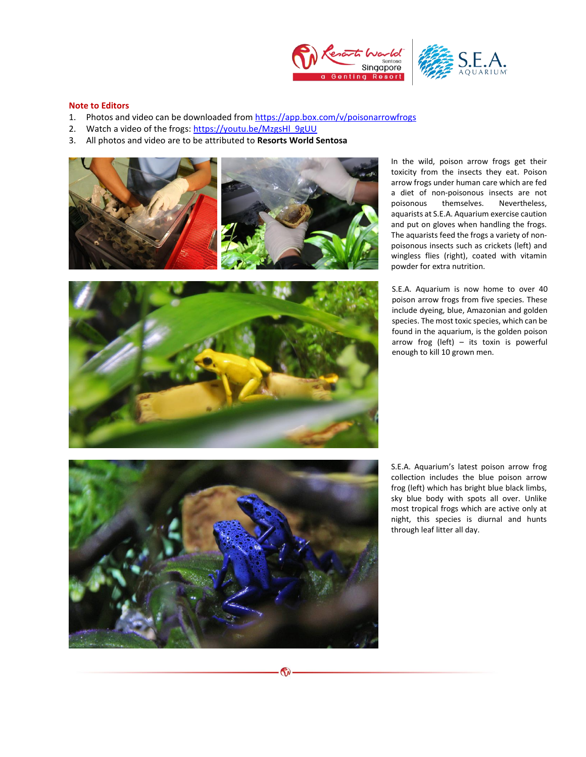**Note to Editors**

1. Photos and video can be downloaded from https://app.box.com/v/poisonarrowfrogs
2. Watch a video of the frogs: https://youtu.be/MzgsHl_9gUU
3. All photos and video are to be attributed to **Resorts World Sentosa**

In the wild, poison arrow frogs get their toxicity from the insects they eat. Poison arrow frogs under human care which are fed a diet of non-poisonous insects are not poisonous themselves. Nevertheless, aquarists at S.E.A. Aquarium exercise caution and put on gloves when handling the frogs. The aquarists feed the frogs a variety of non-poisonous insects such as crickets (left) and wingless flies (right), coated with vitamin powder for extra nutrition.

S.E.A. Aquarium is now home to over 40 poison arrow frogs from five species. These include dyeing, blue, Amazonian and golden species. The most toxic species, which can be found in the aquarium, is the golden poison arrow frog (left) – its toxin is powerful enough to kill 10 grown men.

S.E.A. Aquarium's latest poison arrow frog collection includes the blue poison arrow frog (left) which has bright blue black limbs, sky blue body with spots all over. Unlike most tropical frogs which are active only at night, this species is diurnal and hunts through leaf litter all day.